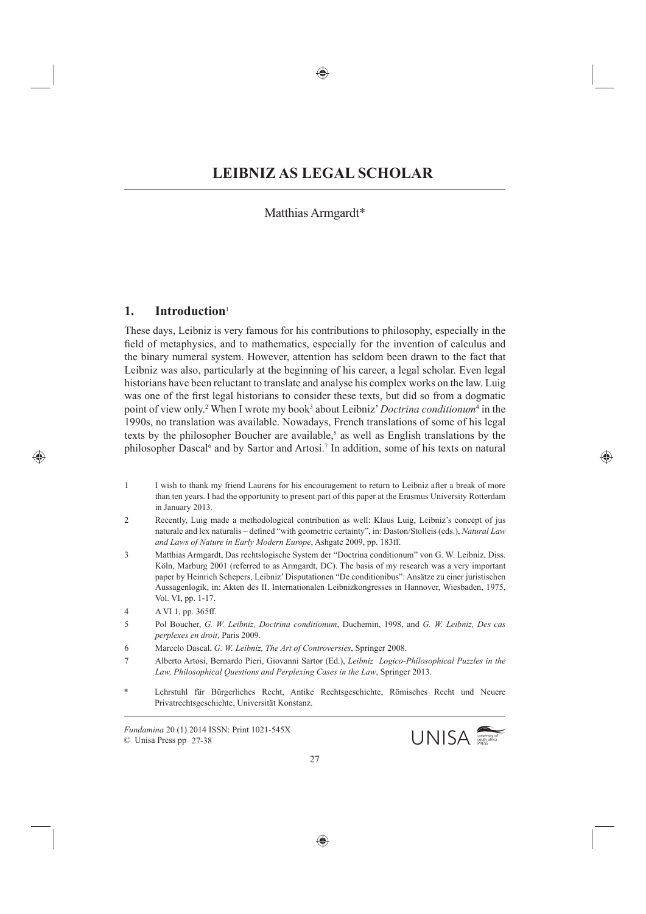# LEIBNIZ AS LEGAL SCHOLAR

Matthias Armgardt*

## 1. Introduction[1]

These days, Leibniz is very famous for his contributions to philosophy, especially in the field of metaphysics, and to mathematics, especially for the invention of calculus and the binary numeral system. However, attention has seldom been drawn to the fact that Leibniz was also, particularly at the beginning of his career, a legal scholar. Even legal historians have been reluctant to translate and analyse his complex works on the law. Luig was one of the first legal historians to consider these texts, but did so from a dogmatic point of view only.[2] When I wrote my book[3] about Leibniz' *Doctrina conditionum*[4] in the 1990s, no translation was available. Nowadays, French translations of some of his legal texts by the philosopher Boucher are available,[5] as well as English translations by the philosopher Dascal[6] and by Sartor and Artosi.[7] In addition, some of his texts on natural

---

1 I wish to thank my friend Laurens for his encouragement to return to Leibniz after a break of more than ten years. I had the opportunity to present part of this paper at the Erasmus University Rotterdam in January 2013.

2 Recently, Luig made a methodological contribution as well: Klaus Luig, Leibniz's concept of jus naturale and lex naturalis – defined "with geometric certainty", in: Daston/Stolleis (eds.), *Natural Law and Laws of Nature in Early Modern Europe*, Ashgate 2009, pp. 183ff.

3 Matthias Armgardt, Das rechtslogische System der "Doctrina conditionum" von G. W. Leibniz, Diss. Köln, Marburg 2001 (referred to as Armgardt, DC). The basis of my research was a very important paper by Heinrich Schepers, Leibniz' Disputationen "De conditionibus": Ansätze zu einer juristischen Aussagenlogik, in: Akten des II. Internationalen Leibnizkongresses in Hannover, Wiesbaden, 1975, Vol. VI, pp. 1-17.

4 A VI 1, pp. 365ff.

5 Pol Boucher, *G. W. Leibniz, Doctrina conditionum*, Duchemin, 1998, and *G. W. Leibniz, Des cas perplexes en droit*, Paris 2009.

6 Marcelo Dascal, *G. W. Leibniz, The Art of Controversies*, Springer 2008.

7 Alberto Artosi, Bernardo Pieri, Giovanni Sartor (Ed.), *Leibniz Logico-Philosophical Puzzles in the Law, Philosophical Questions and Perplexing Cases in the Law*, Springer 2013.

\* Lehrstuhl für Bürgerliches Recht, Antike Rechtsgeschichte, Römisches Recht und Neuere Privatrechtsgeschichte, Universität Konstanz.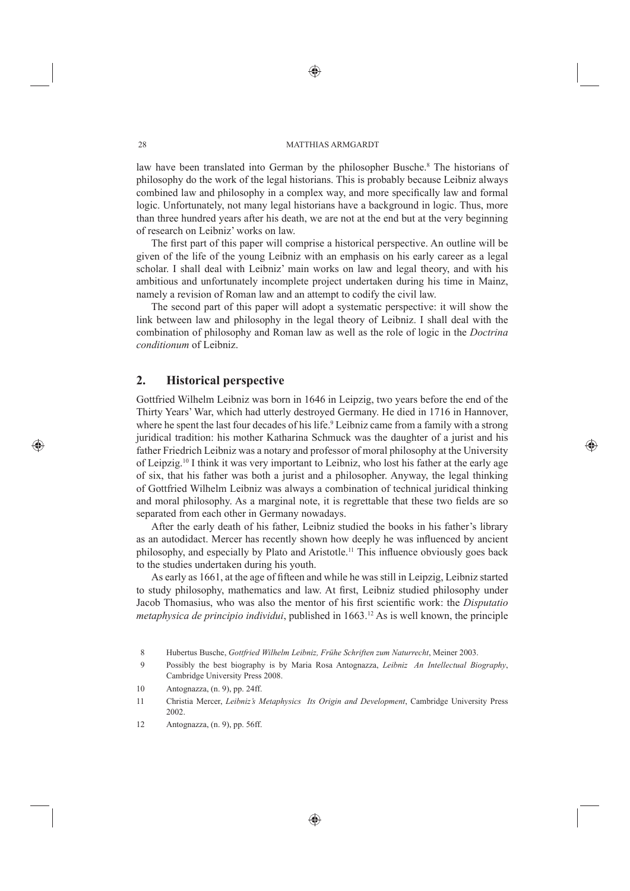law have been translated into German by the philosopher Busche.[8] The historians of philosophy do the work of the legal historians. This is probably because Leibniz always combined law and philosophy in a complex way, and more specifically law and formal logic. Unfortunately, not many legal historians have a background in logic. Thus, more than three hundred years after his death, we are not at the end but at the very beginning of research on Leibniz' works on law.

The first part of this paper will comprise a historical perspective. An outline will be given of the life of the young Leibniz with an emphasis on his early career as a legal scholar. I shall deal with Leibniz' main works on law and legal theory, and with his ambitious and unfortunately incomplete project undertaken during his time in Mainz, namely a revision of Roman law and an attempt to codify the civil law.

The second part of this paper will adopt a systematic perspective: it will show the link between law and philosophy in the legal theory of Leibniz. I shall deal with the combination of philosophy and Roman law as well as the role of logic in the *Doctrina conditionum* of Leibniz.

## 2. Historical perspective

Gottfried Wilhelm Leibniz was born in 1646 in Leipzig, two years before the end of the Thirty Years' War, which had utterly destroyed Germany. He died in 1716 in Hannover, where he spent the last four decades of his life.[9] Leibniz came from a family with a strong juridical tradition: his mother Katharina Schmuck was the daughter of a jurist and his father Friedrich Leibniz was a notary and professor of moral philosophy at the University of Leipzig.[10] I think it was very important to Leibniz, who lost his father at the early age of six, that his father was both a jurist and a philosopher. Anyway, the legal thinking of Gottfried Wilhelm Leibniz was always a combination of technical juridical thinking and moral philosophy. As a marginal note, it is regrettable that these two fields are so separated from each other in Germany nowadays.

After the early death of his father, Leibniz studied the books in his father's library as an autodidact. Mercer has recently shown how deeply he was influenced by ancient philosophy, and especially by Plato and Aristotle.[11] This influence obviously goes back to the studies undertaken during his youth.

As early as 1661, at the age of fifteen and while he was still in Leipzig, Leibniz started to study philosophy, mathematics and law. At first, Leibniz studied philosophy under Jacob Thomasius, who was also the mentor of his first scientific work: the *Disputatio metaphysica de principio individui*, published in 1663.[12] As is well known, the principle

8 Hubertus Busche, *Gottfried Wilhelm Leibniz, Frühe Schriften zum Naturrecht*, Meiner 2003.

9 Possibly the best biography is by Maria Rosa Antognazza, *Leibniz An Intellectual Biography*, Cambridge University Press 2008.

10 Antognazza, (n. 9), pp. 24ff.

11 Christia Mercer, *Leibniz's Metaphysics Its Origin and Development*, Cambridge University Press 2002.

12 Antognazza, (n. 9), pp. 56ff.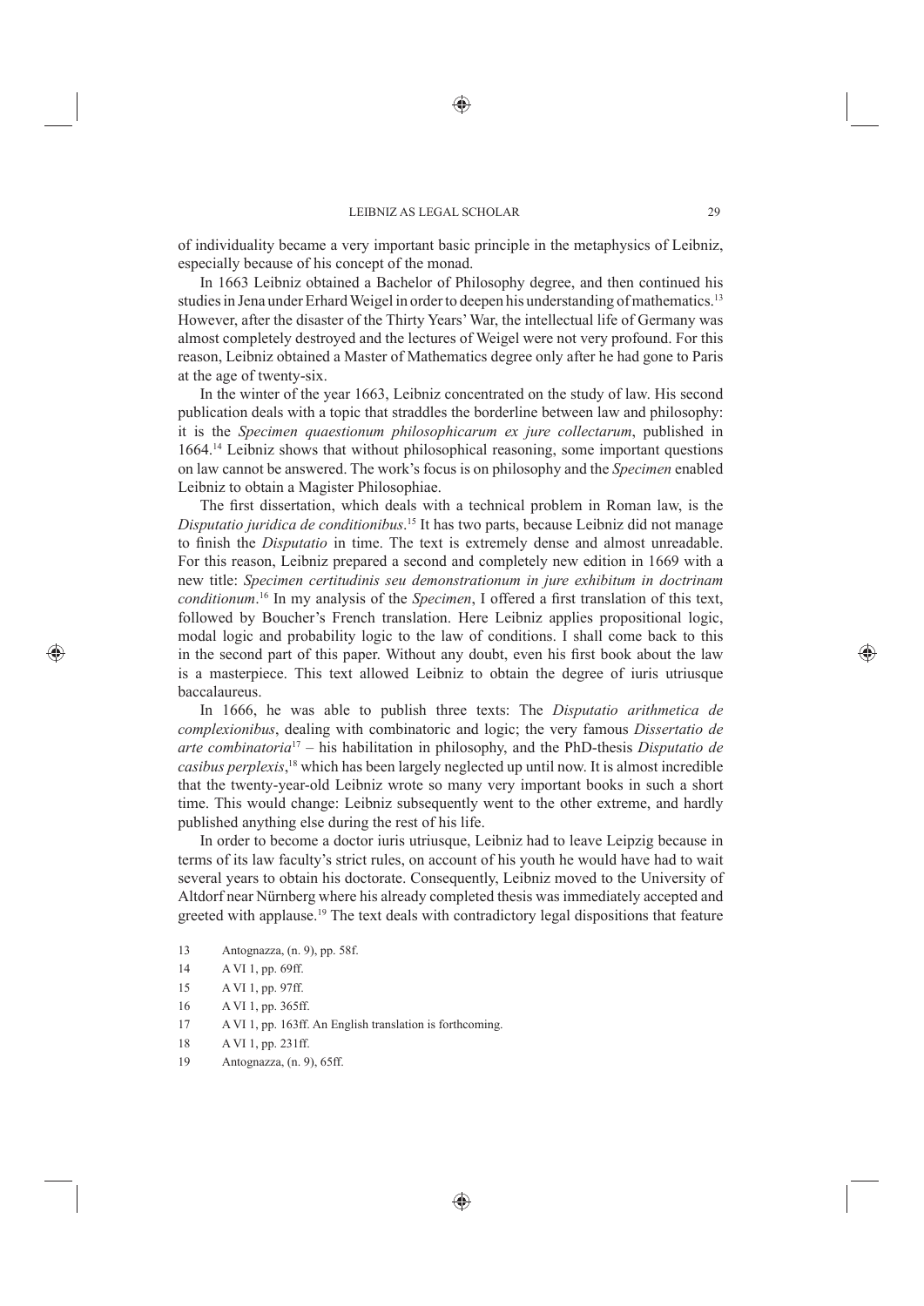of individuality became a very important basic principle in the metaphysics of Leibniz, especially because of his concept of the monad.

In 1663 Leibniz obtained a Bachelor of Philosophy degree, and then continued his studies in Jena under Erhard Weigel in order to deepen his understanding of mathematics.[13] However, after the disaster of the Thirty Years' War, the intellectual life of Germany was almost completely destroyed and the lectures of Weigel were not very profound. For this reason, Leibniz obtained a Master of Mathematics degree only after he had gone to Paris at the age of twenty-six.

In the winter of the year 1663, Leibniz concentrated on the study of law. His second publication deals with a topic that straddles the borderline between law and philosophy: it is the *Specimen quaestionum philosophicarum ex jure collectarum*, published in 1664.[14] Leibniz shows that without philosophical reasoning, some important questions on law cannot be answered. The work's focus is on philosophy and the *Specimen* enabled Leibniz to obtain a Magister Philosophiae.

The first dissertation, which deals with a technical problem in Roman law, is the *Disputatio juridica de conditionibus*.[15] It has two parts, because Leibniz did not manage to finish the *Disputatio* in time. The text is extremely dense and almost unreadable. For this reason, Leibniz prepared a second and completely new edition in 1669 with a new title: *Specimen certitudinis seu demonstrationum in jure exhibitum in doctrinam conditionum*.[16] In my analysis of the *Specimen*, I offered a first translation of this text, followed by Boucher's French translation. Here Leibniz applies propositional logic, modal logic and probability logic to the law of conditions. I shall come back to this in the second part of this paper. Without any doubt, even his first book about the law is a masterpiece. This text allowed Leibniz to obtain the degree of iuris utriusque baccalaureus.

In 1666, he was able to publish three texts: The *Disputatio arithmetica de complexionibus*, dealing with combinatoric and logic; the very famous *Dissertatio de arte combinatoria*[17] – his habilitation in philosophy, and the PhD-thesis *Disputatio de casibus perplexis*,[18] which has been largely neglected up until now. It is almost incredible that the twenty-year-old Leibniz wrote so many very important books in such a short time. This would change: Leibniz subsequently went to the other extreme, and hardly published anything else during the rest of his life.

In order to become a doctor iuris utriusque, Leibniz had to leave Leipzig because in terms of its law faculty's strict rules, on account of his youth he would have had to wait several years to obtain his doctorate. Consequently, Leibniz moved to the University of Altdorf near Nürnberg where his already completed thesis was immediately accepted and greeted with applause.[19] The text deals with contradictory legal dispositions that feature

13 Antognazza, (n. 9), pp. 58f.

14 A VI 1, pp. 69ff.

15 A VI 1, pp. 97ff.

16 A VI 1, pp. 365ff.

17 A VI 1, pp. 163ff. An English translation is forthcoming.

18 A VI 1, pp. 231ff.

19 Antognazza, (n. 9), 65ff.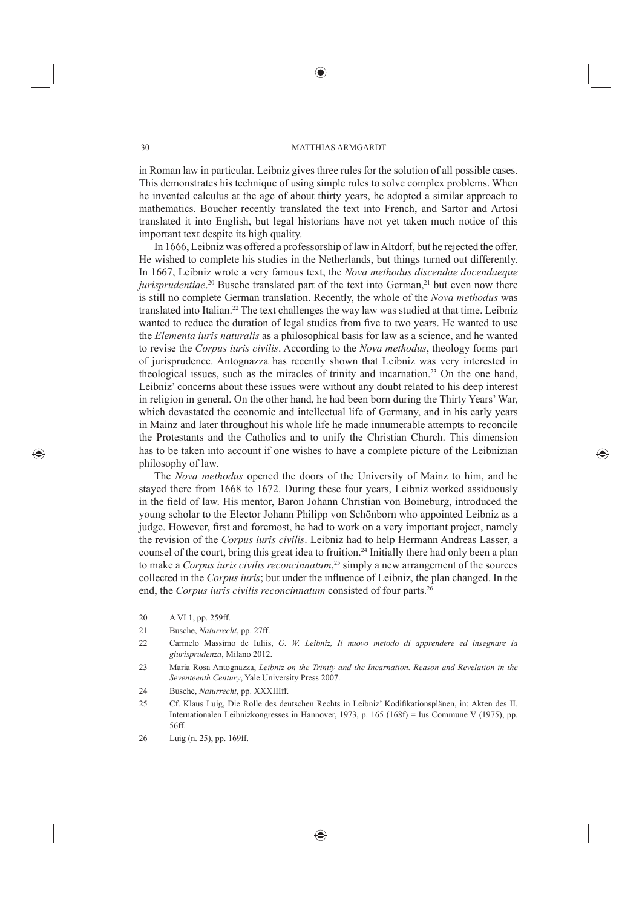in Roman law in particular. Leibniz gives three rules for the solution of all possible cases. This demonstrates his technique of using simple rules to solve complex problems. When he invented calculus at the age of about thirty years, he adopted a similar approach to mathematics. Boucher recently translated the text into French, and Sartor and Artosi translated it into English, but legal historians have not yet taken much notice of this important text despite its high quality.

In 1666, Leibniz was offered a professorship of law in Altdorf, but he rejected the offer. He wished to complete his studies in the Netherlands, but things turned out differently. In 1667, Leibniz wrote a very famous text, the *Nova methodus discendae docendaeque jurisprudentiae*.[20] Busche translated part of the text into German,[21] but even now there is still no complete German translation. Recently, the whole of the *Nova methodus* was translated into Italian.[22] The text challenges the way law was studied at that time. Leibniz wanted to reduce the duration of legal studies from five to two years. He wanted to use the *Elementa iuris naturalis* as a philosophical basis for law as a science, and he wanted to revise the *Corpus iuris civilis*. According to the *Nova methodus*, theology forms part of jurisprudence. Antognazza has recently shown that Leibniz was very interested in theological issues, such as the miracles of trinity and incarnation.[23] On the one hand, Leibniz' concerns about these issues were without any doubt related to his deep interest in religion in general. On the other hand, he had been born during the Thirty Years' War, which devastated the economic and intellectual life of Germany, and in his early years in Mainz and later throughout his whole life he made innumerable attempts to reconcile the Protestants and the Catholics and to unify the Christian Church. This dimension has to be taken into account if one wishes to have a complete picture of the Leibnizian philosophy of law.

The *Nova methodus* opened the doors of the University of Mainz to him, and he stayed there from 1668 to 1672. During these four years, Leibniz worked assiduously in the field of law. His mentor, Baron Johann Christian von Boineburg, introduced the young scholar to the Elector Johann Philipp von Schönborn who appointed Leibniz as a judge. However, first and foremost, he had to work on a very important project, namely the revision of the *Corpus iuris civilis*. Leibniz had to help Hermann Andreas Lasser, a counsel of the court, bring this great idea to fruition.[24] Initially there had only been a plan to make a *Corpus iuris civilis reconcinnatum*,[25] simply a new arrangement of the sources collected in the *Corpus iuris*; but under the influence of Leibniz, the plan changed. In the end, the *Corpus iuris civilis reconcinnatum* consisted of four parts.[26]

20 A VI 1, pp. 259ff.

21 Busche, *Naturrecht*, pp. 27ff.

22 Carmelo Massimo de Iuliis, *G. W. Leibniz, Il nuovo metodo di apprendere ed insegnare la giurisprudenza*, Milano 2012.

23 Maria Rosa Antognazza, *Leibniz on the Trinity and the Incarnation. Reason and Revelation in the Seventeenth Century*, Yale University Press 2007.

24 Busche, *Naturrecht*, pp. XXXIIIff.

25 Cf. Klaus Luig, Die Rolle des deutschen Rechts in Leibniz' Kodifikationsplänen, in: Akten des II. Internationalen Leibnizkongresses in Hannover, 1973, p. 165 (168f) = Ius Commune V (1975), pp. 56ff.

26 Luig (n. 25), pp. 169ff.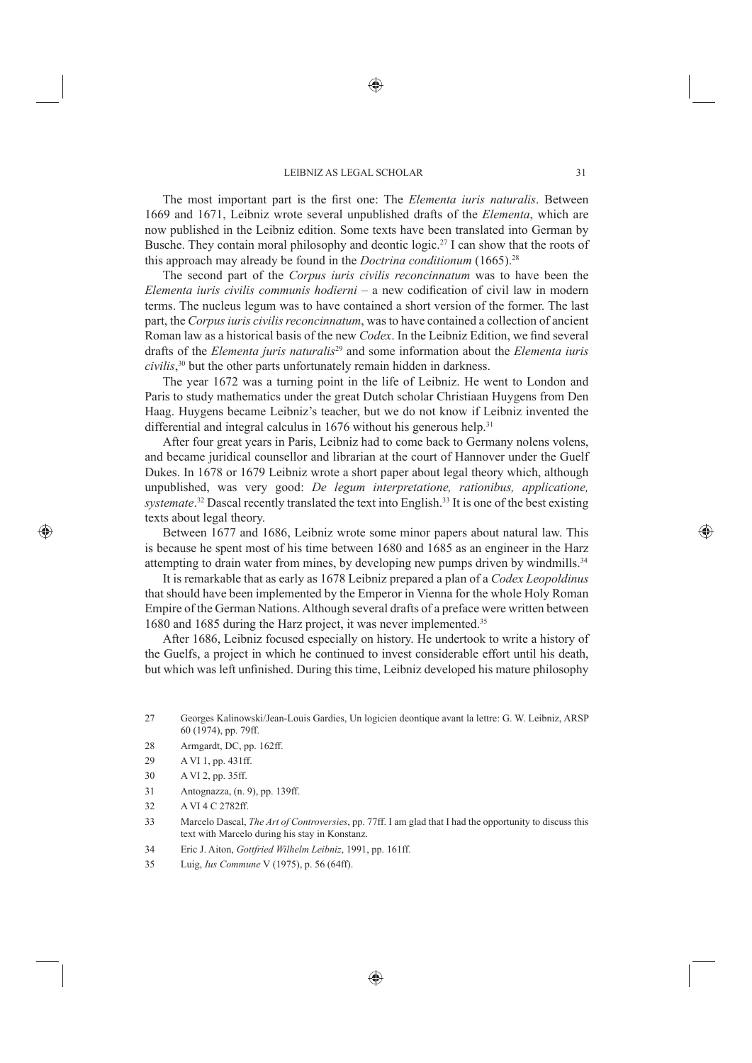The most important part is the first one: The *Elementa iuris naturalis*. Between 1669 and 1671, Leibniz wrote several unpublished drafts of the *Elementa*, which are now published in the Leibniz edition. Some texts have been translated into German by Busche. They contain moral philosophy and deontic logic.[27] I can show that the roots of this approach may already be found in the *Doctrina conditionum* (1665).[28]

The second part of the *Corpus iuris civilis reconcinnatum* was to have been the *Elementa iuris civilis communis hodierni* – a new codification of civil law in modern terms. The nucleus legum was to have contained a short version of the former. The last part, the *Corpus iuris civilis reconcinnatum*, was to have contained a collection of ancient Roman law as a historical basis of the new *Codex*. In the Leibniz Edition, we find several drafts of the *Elementa juris naturalis*[29] and some information about the *Elementa iuris civilis*,[30] but the other parts unfortunately remain hidden in darkness.

The year 1672 was a turning point in the life of Leibniz. He went to London and Paris to study mathematics under the great Dutch scholar Christiaan Huygens from Den Haag. Huygens became Leibniz's teacher, but we do not know if Leibniz invented the differential and integral calculus in 1676 without his generous help.[31]

After four great years in Paris, Leibniz had to come back to Germany nolens volens, and became juridical counsellor and librarian at the court of Hannover under the Guelf Dukes. In 1678 or 1679 Leibniz wrote a short paper about legal theory which, although unpublished, was very good: *De legum interpretatione, rationibus, applicatione, systemate*.[32] Dascal recently translated the text into English.[33] It is one of the best existing texts about legal theory.

Between 1677 and 1686, Leibniz wrote some minor papers about natural law. This is because he spent most of his time between 1680 and 1685 as an engineer in the Harz attempting to drain water from mines, by developing new pumps driven by windmills.[34]

It is remarkable that as early as 1678 Leibniz prepared a plan of a *Codex Leopoldinus* that should have been implemented by the Emperor in Vienna for the whole Holy Roman Empire of the German Nations. Although several drafts of a preface were written between 1680 and 1685 during the Harz project, it was never implemented.[35]

After 1686, Leibniz focused especially on history. He undertook to write a history of the Guelfs, a project in which he continued to invest considerable effort until his death, but which was left unfinished. During this time, Leibniz developed his mature philosophy

27 Georges Kalinowski/Jean-Louis Gardies, Un logicien deontique avant la lettre: G. W. Leibniz, ARSP 60 (1974), pp. 79ff.

28 Armgardt, DC, pp. 162ff.

29 A VI 1, pp. 431ff.

30 A VI 2, pp. 35ff.

31 Antognazza, (n. 9), pp. 139ff.

32 A VI 4 C 2782ff.

33 Marcelo Dascal, *The Art of Controversies*, pp. 77ff. I am glad that I had the opportunity to discuss this text with Marcelo during his stay in Konstanz.

34 Eric J. Aiton, *Gottfried Wilhelm Leibniz*, 1991, pp. 161ff.

35 Luig, *Ius Commune* V (1975), p. 56 (64ff).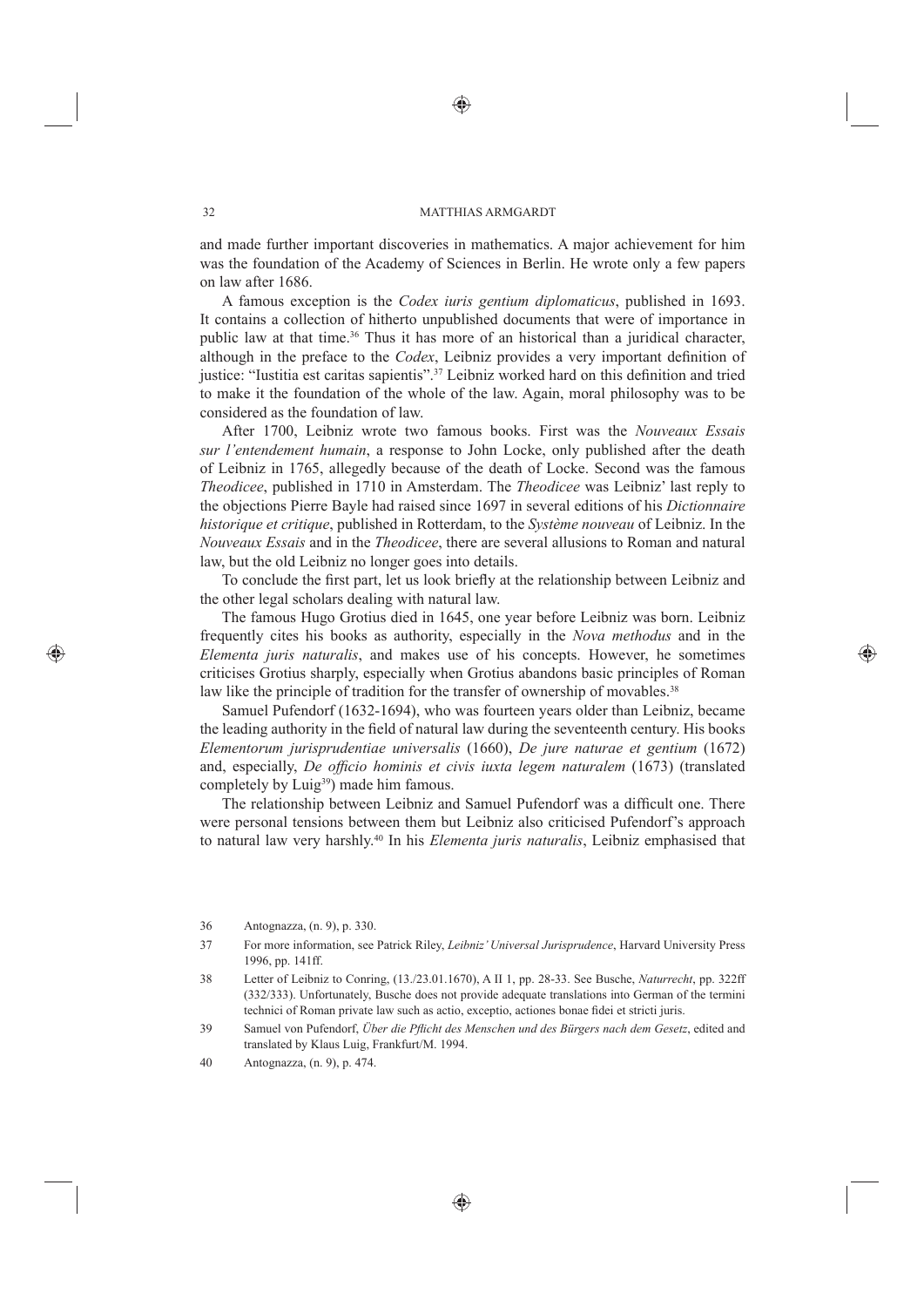and made further important discoveries in mathematics. A major achievement for him was the foundation of the Academy of Sciences in Berlin. He wrote only a few papers on law after 1686.

A famous exception is the *Codex iuris gentium diplomaticus*, published in 1693. It contains a collection of hitherto unpublished documents that were of importance in public law at that time.[36] Thus it has more of an historical than a juridical character, although in the preface to the *Codex*, Leibniz provides a very important definition of justice: "Iustitia est caritas sapientis".[37] Leibniz worked hard on this definition and tried to make it the foundation of the whole of the law. Again, moral philosophy was to be considered as the foundation of law.

After 1700, Leibniz wrote two famous books. First was the *Nouveaux Essais sur l'entendement humain*, a response to John Locke, only published after the death of Leibniz in 1765, allegedly because of the death of Locke. Second was the famous *Theodicee*, published in 1710 in Amsterdam. The *Theodicee* was Leibniz' last reply to the objections Pierre Bayle had raised since 1697 in several editions of his *Dictionnaire historique et critique*, published in Rotterdam, to the *Système nouveau* of Leibniz. In the *Nouveaux Essais* and in the *Theodicee*, there are several allusions to Roman and natural law, but the old Leibniz no longer goes into details.

To conclude the first part, let us look briefly at the relationship between Leibniz and the other legal scholars dealing with natural law.

The famous Hugo Grotius died in 1645, one year before Leibniz was born. Leibniz frequently cites his books as authority, especially in the *Nova methodus* and in the *Elementa juris naturalis*, and makes use of his concepts. However, he sometimes criticises Grotius sharply, especially when Grotius abandons basic principles of Roman law like the principle of tradition for the transfer of ownership of movables.[38]

Samuel Pufendorf (1632-1694), who was fourteen years older than Leibniz, became the leading authority in the field of natural law during the seventeenth century. His books *Elementorum jurisprudentiae universalis* (1660), *De jure naturae et gentium* (1672) and, especially, *De officio hominis et civis iuxta legem naturalem* (1673) (translated completely by Luig[39]) made him famous.

The relationship between Leibniz and Samuel Pufendorf was a difficult one. There were personal tensions between them but Leibniz also criticised Pufendorf's approach to natural law very harshly.[40] In his *Elementa juris naturalis*, Leibniz emphasised that

---

36 Antognazza, (n. 9), p. 330.

37 For more information, see Patrick Riley, *Leibniz' Universal Jurisprudence*, Harvard University Press 1996, pp. 141ff.

38 Letter of Leibniz to Conring, (13./23.01.1670), A II 1, pp. 28-33. See Busche, *Naturrecht*, pp. 322ff (332/333). Unfortunately, Busche does not provide adequate translations into German of the termini technici of Roman private law such as actio, exceptio, actiones bonae fidei et stricti juris.

39 Samuel von Pufendorf, *Über die Pflicht des Menschen und des Bürgers nach dem Gesetz*, edited and translated by Klaus Luig, Frankfurt/M. 1994.

40 Antognazza, (n. 9), p. 474.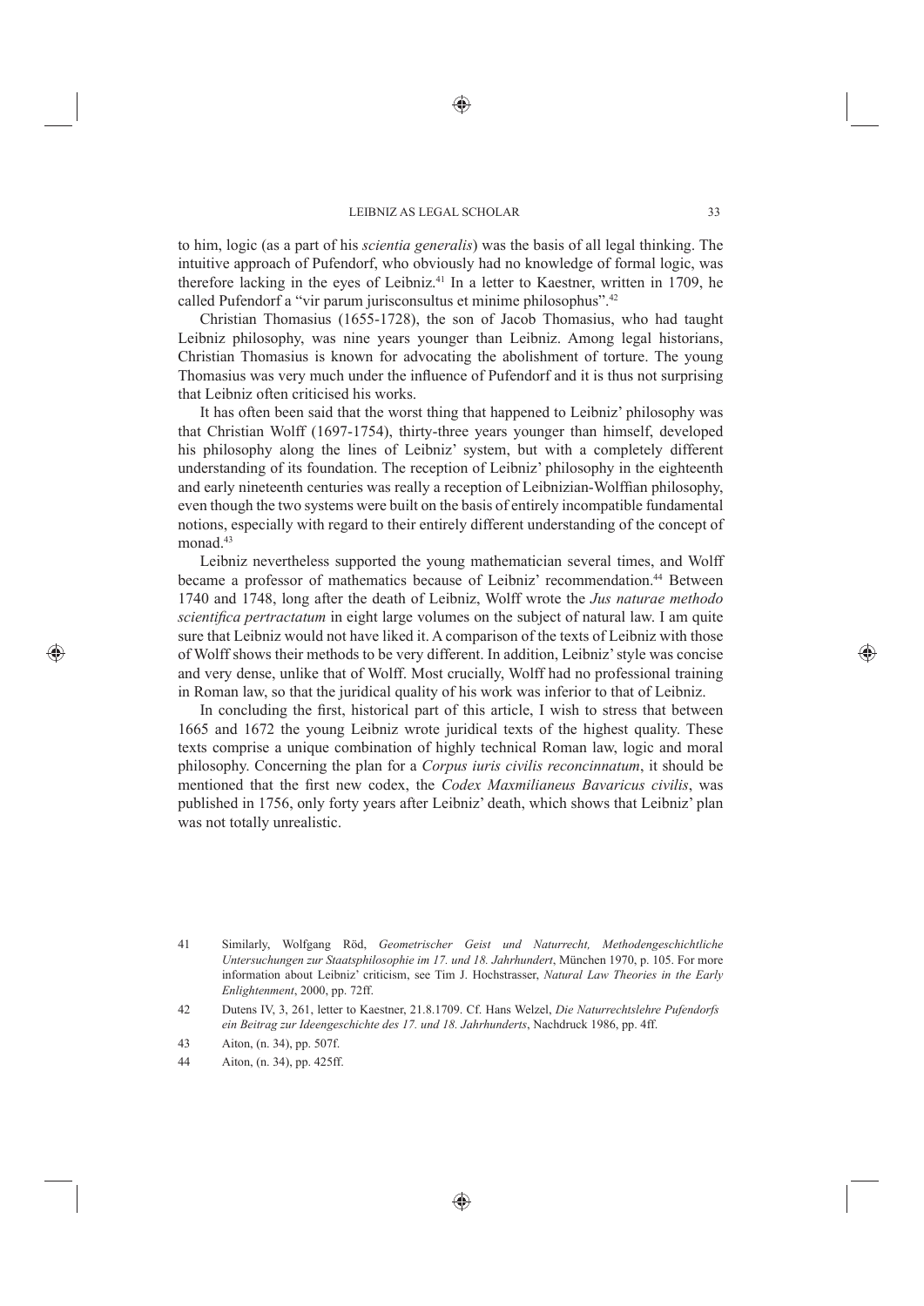to him, logic (as a part of his *scientia generalis*) was the basis of all legal thinking. The intuitive approach of Pufendorf, who obviously had no knowledge of formal logic, was therefore lacking in the eyes of Leibniz.[41] In a letter to Kaestner, written in 1709, he called Pufendorf a "vir parum jurisconsultus et minime philosophus".[42]

Christian Thomasius (1655-1728), the son of Jacob Thomasius, who had taught Leibniz philosophy, was nine years younger than Leibniz. Among legal historians, Christian Thomasius is known for advocating the abolishment of torture. The young Thomasius was very much under the influence of Pufendorf and it is thus not surprising that Leibniz often criticised his works.

It has often been said that the worst thing that happened to Leibniz' philosophy was that Christian Wolff (1697-1754), thirty-three years younger than himself, developed his philosophy along the lines of Leibniz' system, but with a completely different understanding of its foundation. The reception of Leibniz' philosophy in the eighteenth and early nineteenth centuries was really a reception of Leibnizian-Wolffian philosophy, even though the two systems were built on the basis of entirely incompatible fundamental notions, especially with regard to their entirely different understanding of the concept of monad.[43]

Leibniz nevertheless supported the young mathematician several times, and Wolff became a professor of mathematics because of Leibniz' recommendation.[44] Between 1740 and 1748, long after the death of Leibniz, Wolff wrote the *Jus naturae methodo scientifica pertractatum* in eight large volumes on the subject of natural law. I am quite sure that Leibniz would not have liked it. A comparison of the texts of Leibniz with those of Wolff shows their methods to be very different. In addition, Leibniz' style was concise and very dense, unlike that of Wolff. Most crucially, Wolff had no professional training in Roman law, so that the juridical quality of his work was inferior to that of Leibniz.

In concluding the first, historical part of this article, I wish to stress that between 1665 and 1672 the young Leibniz wrote juridical texts of the highest quality. These texts comprise a unique combination of highly technical Roman law, logic and moral philosophy. Concerning the plan for a *Corpus iuris civilis reconcinnatum*, it should be mentioned that the first new codex, the *Codex Maxmilianeus Bavaricus civilis*, was published in 1756, only forty years after Leibniz' death, which shows that Leibniz' plan was not totally unrealistic.

---

41 Similarly, Wolfgang Röd, *Geometrischer Geist und Naturrecht, Methodengeschichtliche Untersuchungen zur Staatsphilosophie im 17. und 18. Jahrhundert*, München 1970, p. 105. For more information about Leibniz' criticism, see Tim J. Hochstrasser, *Natural Law Theories in the Early Enlightenment*, 2000, pp. 72ff.

42 Dutens IV, 3, 261, letter to Kaestner, 21.8.1709. Cf. Hans Welzel, *Die Naturrechtslehre Pufendorfs ein Beitrag zur Ideengeschichte des 17. und 18. Jahrhunderts*, Nachdruck 1986, pp. 4ff.

43 Aiton, (n. 34), pp. 507f.

44 Aiton, (n. 34), pp. 425ff.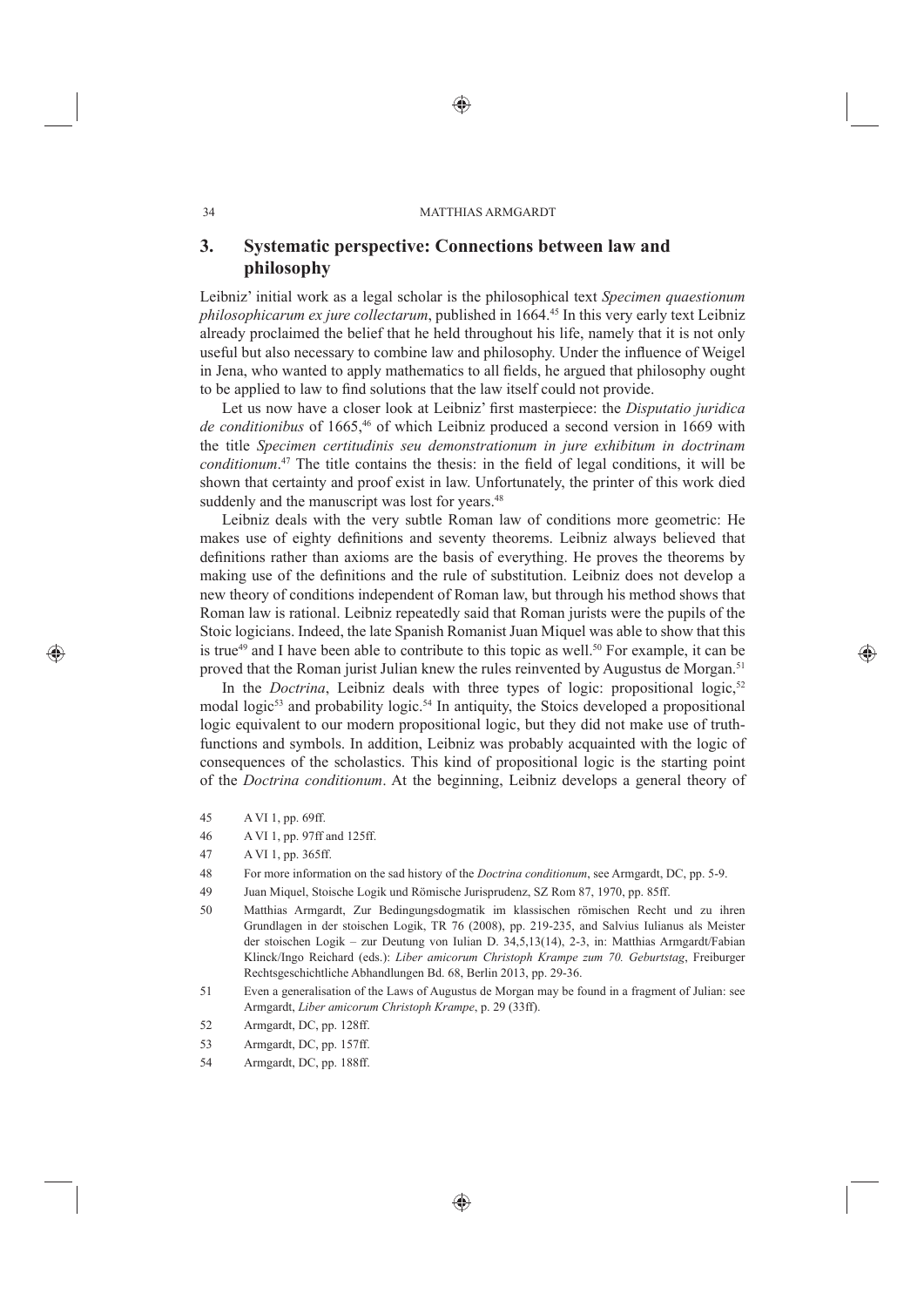## 3. Systematic perspective: Connections between law and philosophy

Leibniz' initial work as a legal scholar is the philosophical text *Specimen quaestionum philosophicarum ex jure collectarum*, published in 1664.[45] In this very early text Leibniz already proclaimed the belief that he held throughout his life, namely that it is not only useful but also necessary to combine law and philosophy. Under the influence of Weigel in Jena, who wanted to apply mathematics to all fields, he argued that philosophy ought to be applied to law to find solutions that the law itself could not provide.

Let us now have a closer look at Leibniz' first masterpiece: the *Disputatio juridica de conditionibus* of 1665,[46] of which Leibniz produced a second version in 1669 with the title *Specimen certitudinis seu demonstrationum in jure exhibitum in doctrinam conditionum*.[47] The title contains the thesis: in the field of legal conditions, it will be shown that certainty and proof exist in law. Unfortunately, the printer of this work died suddenly and the manuscript was lost for years.[48]

Leibniz deals with the very subtle Roman law of conditions more geometric: He makes use of eighty definitions and seventy theorems. Leibniz always believed that definitions rather than axioms are the basis of everything. He proves the theorems by making use of the definitions and the rule of substitution. Leibniz does not develop a new theory of conditions independent of Roman law, but through his method shows that Roman law is rational. Leibniz repeatedly said that Roman jurists were the pupils of the Stoic logicians. Indeed, the late Spanish Romanist Juan Miquel was able to show that this is true[49] and I have been able to contribute to this topic as well.[50] For example, it can be proved that the Roman jurist Julian knew the rules reinvented by Augustus de Morgan.[51]

In the *Doctrina*, Leibniz deals with three types of logic: propositional logic,[52] modal logic[53] and probability logic.[54] In antiquity, the Stoics developed a propositional logic equivalent to our modern propositional logic, but they did not make use of truth-functions and symbols. In addition, Leibniz was probably acquainted with the logic of consequences of the scholastics. This kind of propositional logic is the starting point of the *Doctrina conditionum*. At the beginning, Leibniz develops a general theory of

45 A VI 1, pp. 69ff.

46 A VI 1, pp. 97ff and 125ff.

47 A VI 1, pp. 365ff.

48 For more information on the sad history of the *Doctrina conditionum*, see Armgardt, DC, pp. 5-9.

49 Juan Miquel, Stoische Logik und Römische Jurisprudenz, SZ Rom 87, 1970, pp. 85ff.

50 Matthias Armgardt, Zur Bedingungsdogmatik im klassischen römischen Recht und zu ihren Grundlagen in der stoischen Logik, TR 76 (2008), pp. 219-235, and Salvius Iulianus als Meister der stoischen Logik – zur Deutung von Iulian D. 34,5,13(14), 2-3, in: Matthias Armgardt/Fabian Klinck/Ingo Reichard (eds.): *Liber amicorum Christoph Krampe zum 70. Geburtstag*, Freiburger Rechtsgeschichtliche Abhandlungen Bd. 68, Berlin 2013, pp. 29-36.

51 Even a generalisation of the Laws of Augustus de Morgan may be found in a fragment of Julian: see Armgardt, *Liber amicorum Christoph Krampe*, p. 29 (33ff).

52 Armgardt, DC, pp. 128ff.

53 Armgardt, DC, pp. 157ff.

54 Armgardt, DC, pp. 188ff.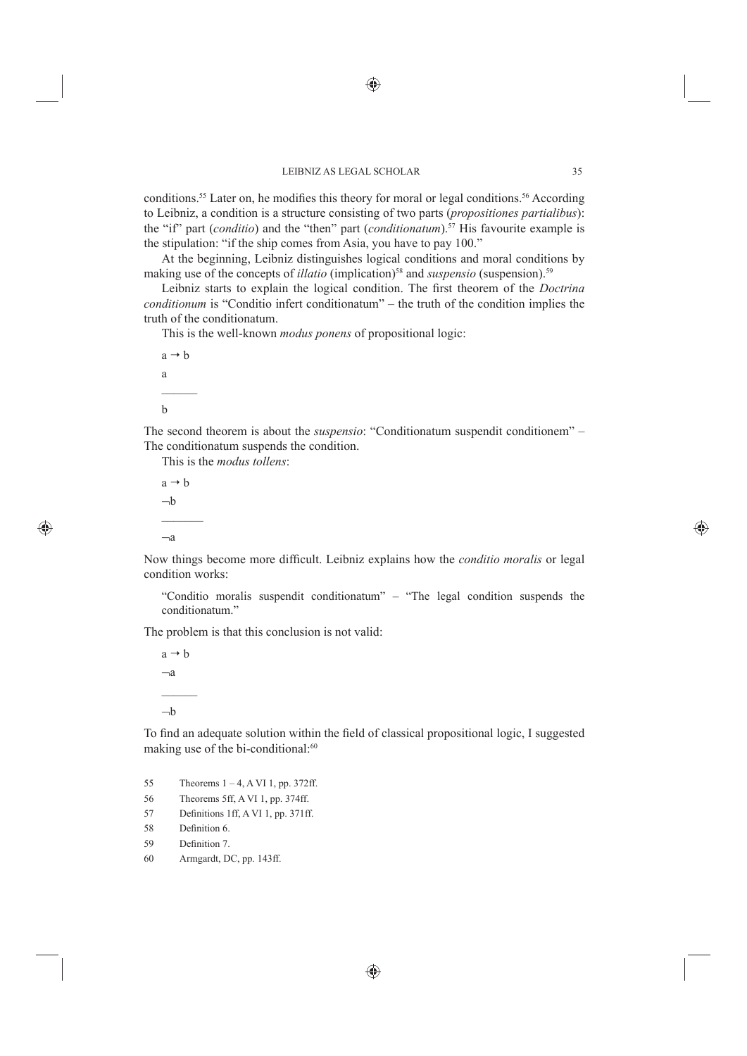conditions.[55] Later on, he modifies this theory for moral or legal conditions.[56] According to Leibniz, a condition is a structure consisting of two parts (*propositiones partialibus*): the "if" part (*conditio*) and the "then" part (*conditionatum*).[57] His favourite example is the stipulation: "if the ship comes from Asia, you have to pay 100."

At the beginning, Leibniz distinguishes logical conditions and moral conditions by making use of the concepts of *illatio* (implication)[58] and *suspensio* (suspension).[59]

Leibniz starts to explain the logical condition. The first theorem of the *Doctrina conditionum* is "Conditio infert conditionatum" – the truth of the condition implies the truth of the conditionatum.

This is the well-known *modus ponens* of propositional logic:

$$\frac{\begin{array}{l} a \to b \\ a \end{array}}{b}$$

The second theorem is about the *suspensio*: "Conditionatum suspendit conditionem" – The conditionatum suspends the condition.

This is the *modus tollens*:

$$\frac{\begin{array}{l} a \to b \\ \neg b \end{array}}{\neg a}$$

Now things become more difficult. Leibniz explains how the *conditio moralis* or legal condition works:

> "Conditio moralis suspendit conditionatum" – "The legal condition suspends the conditionatum."

The problem is that this conclusion is not valid:

$$\frac{\begin{array}{l} a \to b \\ \neg a \end{array}}{\neg b}$$

To find an adequate solution within the field of classical propositional logic, I suggested making use of the bi-conditional:[60]

55 Theorems 1 – 4, A VI 1, pp. 372ff.

56 Theorems 5ff, A VI 1, pp. 374ff.

57 Definitions 1ff, A VI 1, pp. 371ff.

58 Definition 6.

59 Definition 7.

60 Armgardt, DC, pp. 143ff.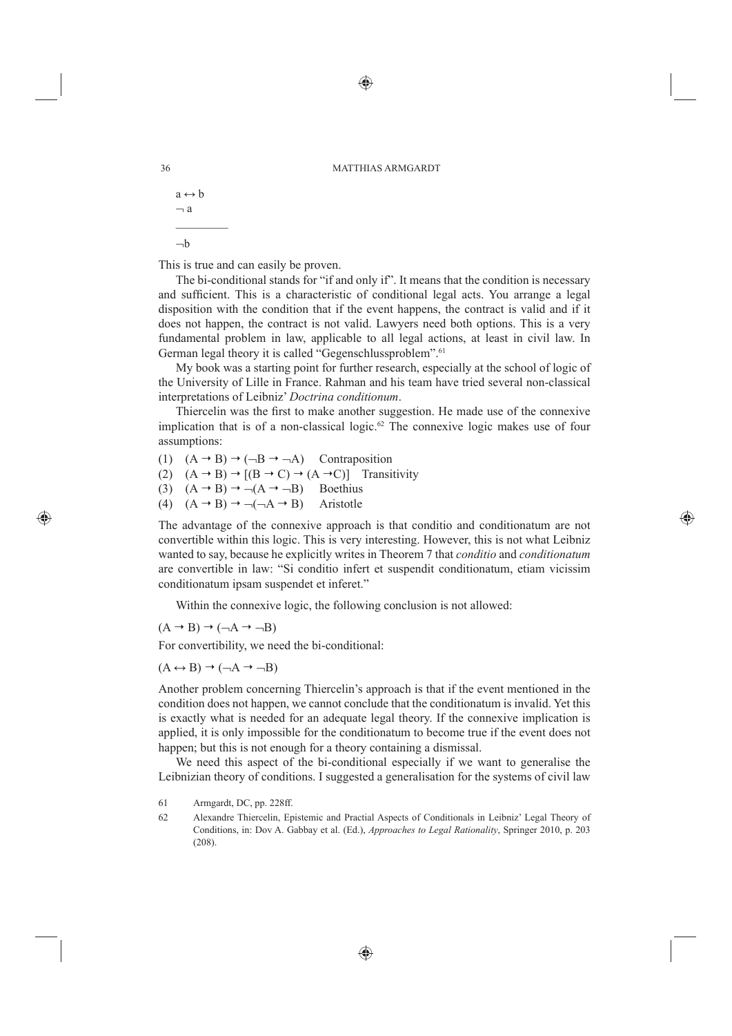$$a \leftrightarrow b$$
$$\neg a$$
$$\overline{\phantom{xxxxx}}$$
$$\neg b$$

This is true and can easily be proven.

The bi-conditional stands for "if and only if". It means that the condition is necessary and sufficient. This is a characteristic of conditional legal acts. You arrange a legal disposition with the condition that if the event happens, the contract is valid and if it does not happen, the contract is not valid. Lawyers need both options. This is a very fundamental problem in law, applicable to all legal actions, at least in civil law. In German legal theory it is called "Gegenschlussproblem".[61]

My book was a starting point for further research, especially at the school of logic of the University of Lille in France. Rahman and his team have tried several non-classical interpretations of Leibniz' *Doctrina conditionum*.

Thiercelin was the first to make another suggestion. He made use of the connexive implication that is of a non-classical logic.[62] The connexive logic makes use of four assumptions:

(1) $(A \rightarrow B) \rightarrow (\neg B \rightarrow \neg A)$ Contraposition
(2) $(A \rightarrow B) \rightarrow [(B \rightarrow C) \rightarrow (A \rightarrow C)]$ Transitivity
(3) $(A \rightarrow B) \rightarrow \neg(A \rightarrow \neg B)$ Boethius
(4) $(A \rightarrow B) \rightarrow \neg(\neg A \rightarrow B)$ Aristotle

The advantage of the connexive approach is that conditio and conditionatum are not convertible within this logic. This is very interesting. However, this is not what Leibniz wanted to say, because he explicitly writes in Theorem 7 that *conditio* and *conditionatum* are convertible in law: "Si conditio infert et suspendit conditionatum, etiam vicissim conditionatum ipsam suspendet et inferet."

Within the connexive logic, the following conclusion is not allowed:

$(A \rightarrow B) \rightarrow (\neg A \rightarrow \neg B)$

For convertibility, we need the bi-conditional:

$(A \leftrightarrow B) \rightarrow (\neg A \rightarrow \neg B)$

Another problem concerning Thiercelin's approach is that if the event mentioned in the condition does not happen, we cannot conclude that the conditionatum is invalid. Yet this is exactly what is needed for an adequate legal theory. If the connexive implication is applied, it is only impossible for the conditionatum to become true if the event does not happen; but this is not enough for a theory containing a dismissal.

We need this aspect of the bi-conditional especially if we want to generalise the Leibnizian theory of conditions. I suggested a generalisation for the systems of civil law

61 Armgardt, DC, pp. 228ff.

62 Alexandre Thiercelin, Epistemic and Practial Aspects of Conditionals in Leibniz' Legal Theory of Conditions, in: Dov A. Gabbay et al. (Ed.), *Approaches to Legal Rationality*, Springer 2010, p. 203 (208).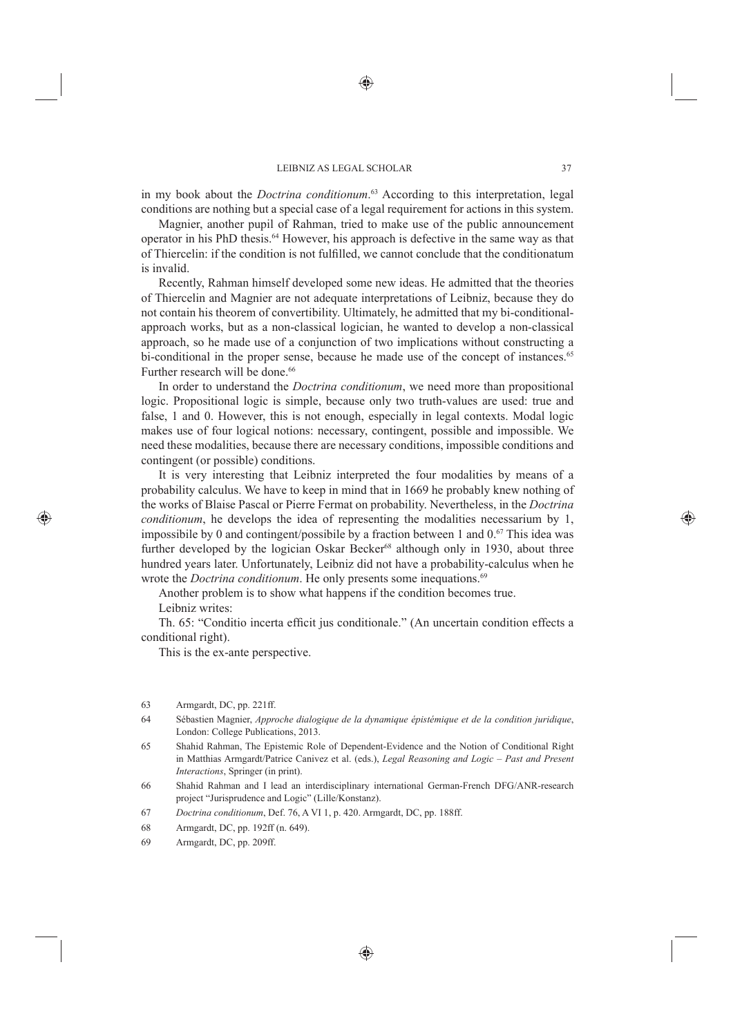in my book about the *Doctrina conditionum*.[63] According to this interpretation, legal conditions are nothing but a special case of a legal requirement for actions in this system.

Magnier, another pupil of Rahman, tried to make use of the public announcement operator in his PhD thesis.[64] However, his approach is defective in the same way as that of Thiercelin: if the condition is not fulfilled, we cannot conclude that the conditionatum is invalid.

Recently, Rahman himself developed some new ideas. He admitted that the theories of Thiercelin and Magnier are not adequate interpretations of Leibniz, because they do not contain his theorem of convertibility. Ultimately, he admitted that my bi-conditional-approach works, but as a non-classical logician, he wanted to develop a non-classical approach, so he made use of a conjunction of two implications without constructing a bi-conditional in the proper sense, because he made use of the concept of instances.[65] Further research will be done.[66]

In order to understand the *Doctrina conditionum*, we need more than propositional logic. Propositional logic is simple, because only two truth-values are used: true and false, 1 and 0. However, this is not enough, especially in legal contexts. Modal logic makes use of four logical notions: necessary, contingent, possible and impossible. We need these modalities, because there are necessary conditions, impossible conditions and contingent (or possible) conditions.

It is very interesting that Leibniz interpreted the four modalities by means of a probability calculus. We have to keep in mind that in 1669 he probably knew nothing of the works of Blaise Pascal or Pierre Fermat on probability. Nevertheless, in the *Doctrina conditionum*, he develops the idea of representing the modalities necessarium by 1, impossibile by 0 and contingent/possibile by a fraction between 1 and 0.[67] This idea was further developed by the logician Oskar Becker[68] although only in 1930, about three hundred years later. Unfortunately, Leibniz did not have a probability-calculus when he wrote the *Doctrina conditionum*. He only presents some inequations.[69]

Another problem is to show what happens if the condition becomes true.

Leibniz writes:

Th. 65: "Conditio incerta efficit jus conditionale." (An uncertain condition effects a conditional right).

This is the ex-ante perspective.

---

63 Armgardt, DC, pp. 221ff.

64 Sébastien Magnier, *Approche dialogique de la dynamique épistémique et de la condition juridique*, London: College Publications, 2013.

65 Shahid Rahman, The Epistemic Role of Dependent-Evidence and the Notion of Conditional Right in Matthias Armgardt/Patrice Canivez et al. (eds.), *Legal Reasoning and Logic – Past and Present Interactions*, Springer (in print).

66 Shahid Rahman and I lead an interdisciplinary international German-French DFG/ANR-research project "Jurisprudence and Logic" (Lille/Konstanz).

67 *Doctrina conditionum*, Def. 76, A VI 1, p. 420. Armgardt, DC, pp. 188ff.

68 Armgardt, DC, pp. 192ff (n. 649).

69 Armgardt, DC, pp. 209ff.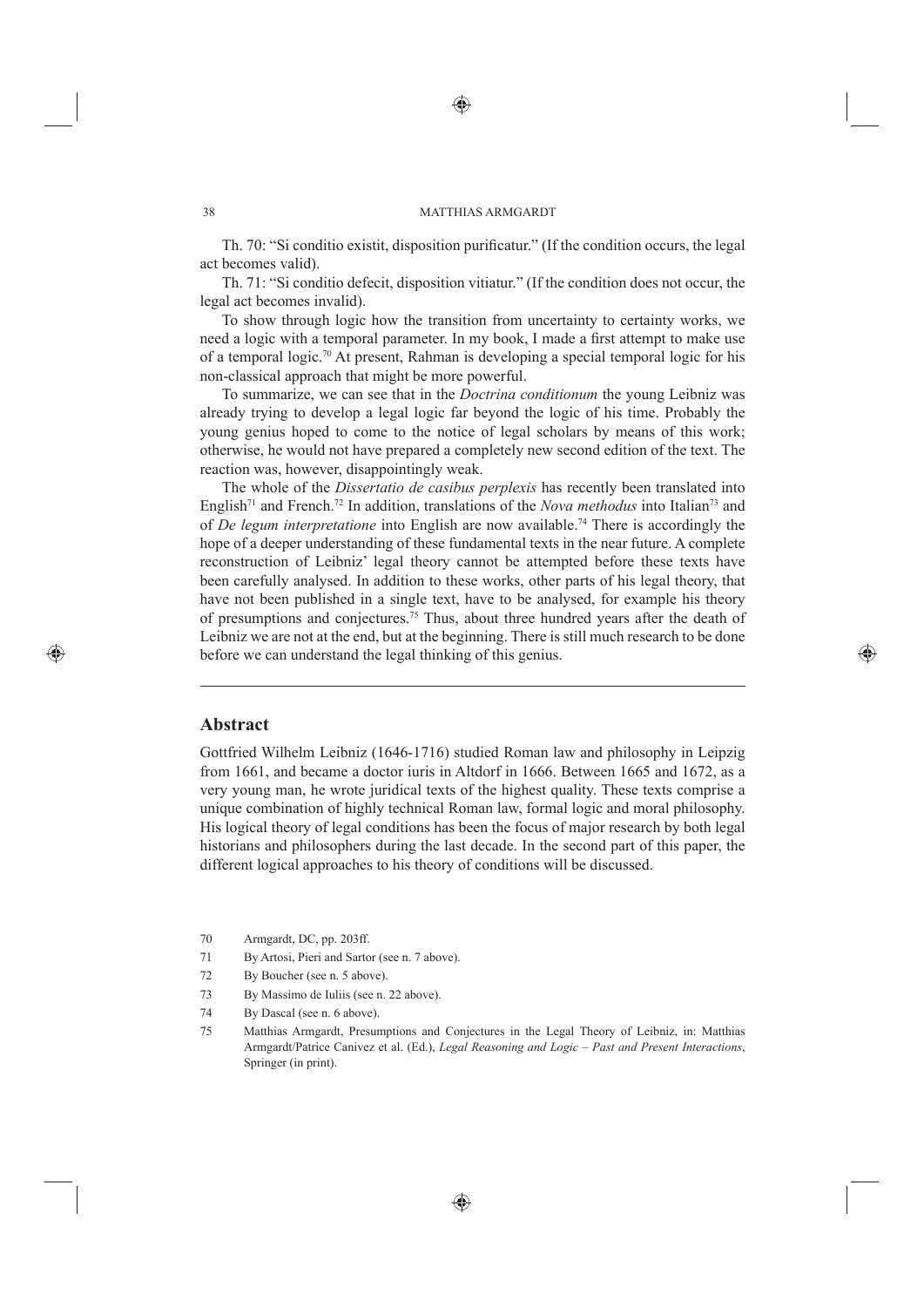Th. 70: "Si conditio existit, disposition purificatur." (If the condition occurs, the legal act becomes valid).

Th. 71: "Si conditio defecit, disposition vitiatur." (If the condition does not occur, the legal act becomes invalid).

To show through logic how the transition from uncertainty to certainty works, we need a logic with a temporal parameter. In my book, I made a first attempt to make use of a temporal logic.[70] At present, Rahman is developing a special temporal logic for his non-classical approach that might be more powerful.

To summarize, we can see that in the *Doctrina conditionum* the young Leibniz was already trying to develop a legal logic far beyond the logic of his time. Probably the young genius hoped to come to the notice of legal scholars by means of this work; otherwise, he would not have prepared a completely new second edition of the text. The reaction was, however, disappointingly weak.

The whole of the *Dissertatio de casibus perplexis* has recently been translated into English[71] and French.[72] In addition, translations of the *Nova methodus* into Italian[73] and of *De legum interpretatione* into English are now available.[74] There is accordingly the hope of a deeper understanding of these fundamental texts in the near future. A complete reconstruction of Leibniz' legal theory cannot be attempted before these texts have been carefully analysed. In addition to these works, other parts of his legal theory, that have not been published in a single text, have to be analysed, for example his theory of presumptions and conjectures.[75] Thus, about three hundred years after the death of Leibniz we are not at the end, but at the beginning. There is still much research to be done before we can understand the legal thinking of this genius.

---

## Abstract

Gottfried Wilhelm Leibniz (1646-1716) studied Roman law and philosophy in Leipzig from 1661, and became a doctor iuris in Altdorf in 1666. Between 1665 and 1672, as a very young man, he wrote juridical texts of the highest quality. These texts comprise a unique combination of highly technical Roman law, formal logic and moral philosophy. His logical theory of legal conditions has been the focus of major research by both legal historians and philosophers during the last decade. In the second part of this paper, the different logical approaches to his theory of conditions will be discussed.

70 Armgardt, DC, pp. 203ff.

71 By Artosi, Pieri and Sartor (see n. 7 above).

72 By Boucher (see n. 5 above).

73 By Massimo de Iuliis (see n. 22 above).

74 By Dascal (see n. 6 above).

75 Matthias Armgardt, Presumptions and Conjectures in the Legal Theory of Leibniz, in: Matthias Armgardt/Patrice Canivez et al. (Ed.), *Legal Reasoning and Logic – Past and Present Interactions*, Springer (in print).